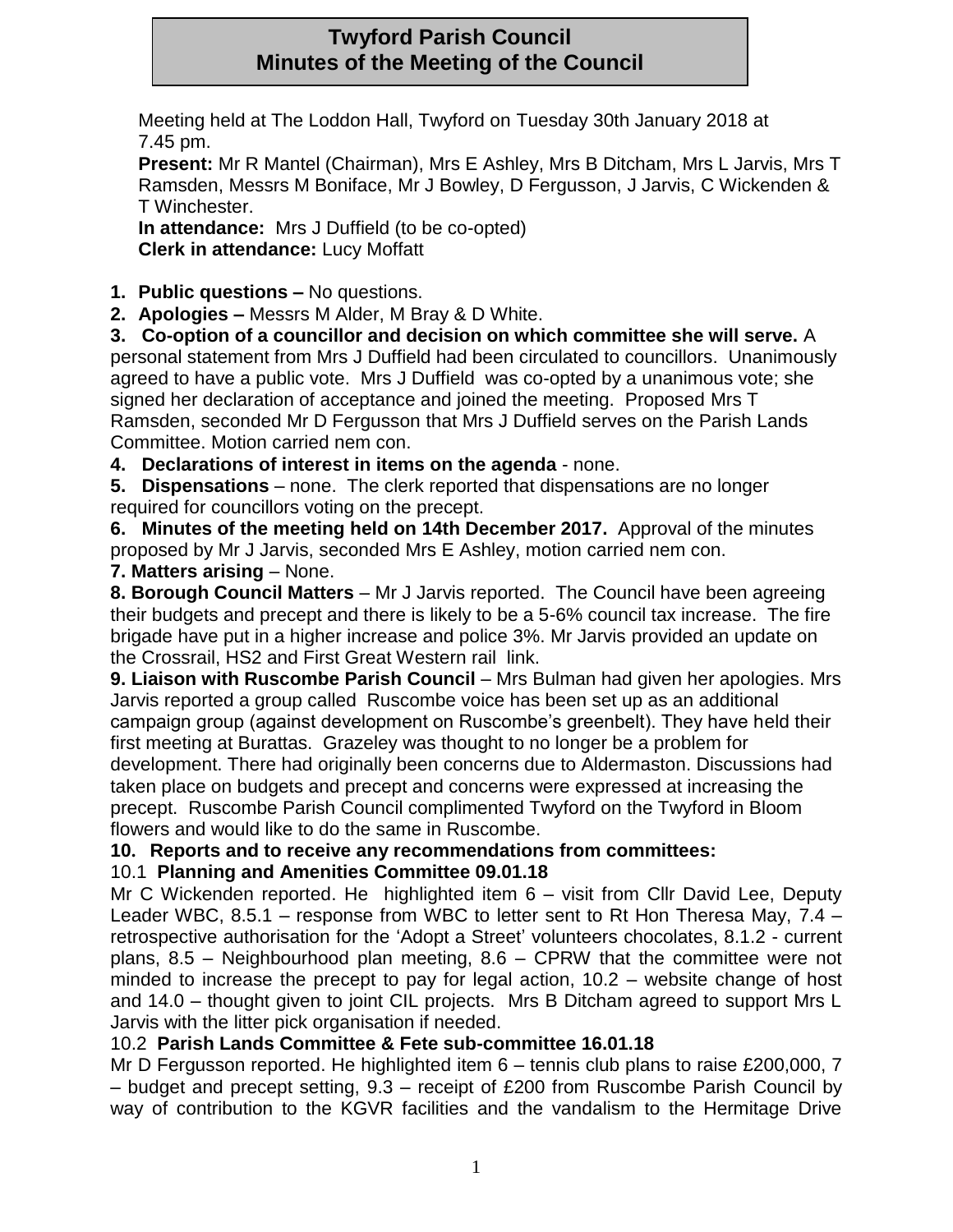# Twyford Parish Council
## Minutes of the Meeting of the Council

Meeting held at The Loddon Hall, Twyford on Tuesday 30th January 2018 at 7.45 pm.

**Present:** Mr R Mantel (Chairman), Mrs E Ashley, Mrs B Ditcham, Mrs L Jarvis, Mrs T Ramsden, Messrs M Boniface, Mr J Bowley, D Fergusson, J Jarvis, C Wickenden & T Winchester.

**In attendance:** Mrs J Duffield (to be co-opted)

**Clerk in attendance:** Lucy Moffatt

**1. Public questions –** No questions.

**2. Apologies –** Messrs M Alder, M Bray & D White.

**3. Co-option of a councillor and decision on which committee she will serve.** A personal statement from Mrs J Duffield had been circulated to councillors. Unanimously agreed to have a public vote. Mrs J Duffield was co-opted by a unanimous vote; she signed her declaration of acceptance and joined the meeting. Proposed Mrs T Ramsden, seconded Mr D Fergusson that Mrs J Duffield serves on the Parish Lands Committee. Motion carried nem con.

**4. Declarations of interest in items on the agenda** - none.

**5. Dispensations** – none. The clerk reported that dispensations are no longer required for councillors voting on the precept.

**6. Minutes of the meeting held on 14th December 2017.** Approval of the minutes proposed by Mr J Jarvis, seconded Mrs E Ashley, motion carried nem con.

**7. Matters arising** – None.

**8. Borough Council Matters** – Mr J Jarvis reported. The Council have been agreeing their budgets and precept and there is likely to be a 5-6% council tax increase. The fire brigade have put in a higher increase and police 3%. Mr Jarvis provided an update on the Crossrail, HS2 and First Great Western rail link.

**9. Liaison with Ruscombe Parish Council** – Mrs Bulman had given her apologies. Mrs Jarvis reported a group called Ruscombe voice has been set up as an additional campaign group (against development on Ruscombe's greenbelt). They have held their first meeting at Burattas. Grazeley was thought to no longer be a problem for development. There had originally been concerns due to Aldermaston. Discussions had taken place on budgets and precept and concerns were expressed at increasing the precept. Ruscombe Parish Council complimented Twyford on the Twyford in Bloom flowers and would like to do the same in Ruscombe.

**10. Reports and to receive any recommendations from committees:**

10.1 **Planning and Amenities Committee 09.01.18**

Mr C Wickenden reported. He highlighted item 6 – visit from Cllr David Lee, Deputy Leader WBC, 8.5.1 – response from WBC to letter sent to Rt Hon Theresa May, 7.4 – retrospective authorisation for the 'Adopt a Street' volunteers chocolates, 8.1.2 - current plans, 8.5 – Neighbourhood plan meeting, 8.6 – CPRW that the committee were not minded to increase the precept to pay for legal action, 10.2 – website change of host and 14.0 – thought given to joint CIL projects. Mrs B Ditcham agreed to support Mrs L Jarvis with the litter pick organisation if needed.

10.2 **Parish Lands Committee & Fete sub-committee 16.01.18**

Mr D Fergusson reported. He highlighted item 6 – tennis club plans to raise £200,000, 7 – budget and precept setting, 9.3 – receipt of £200 from Ruscombe Parish Council by way of contribution to the KGVR facilities and the vandalism to the Hermitage Drive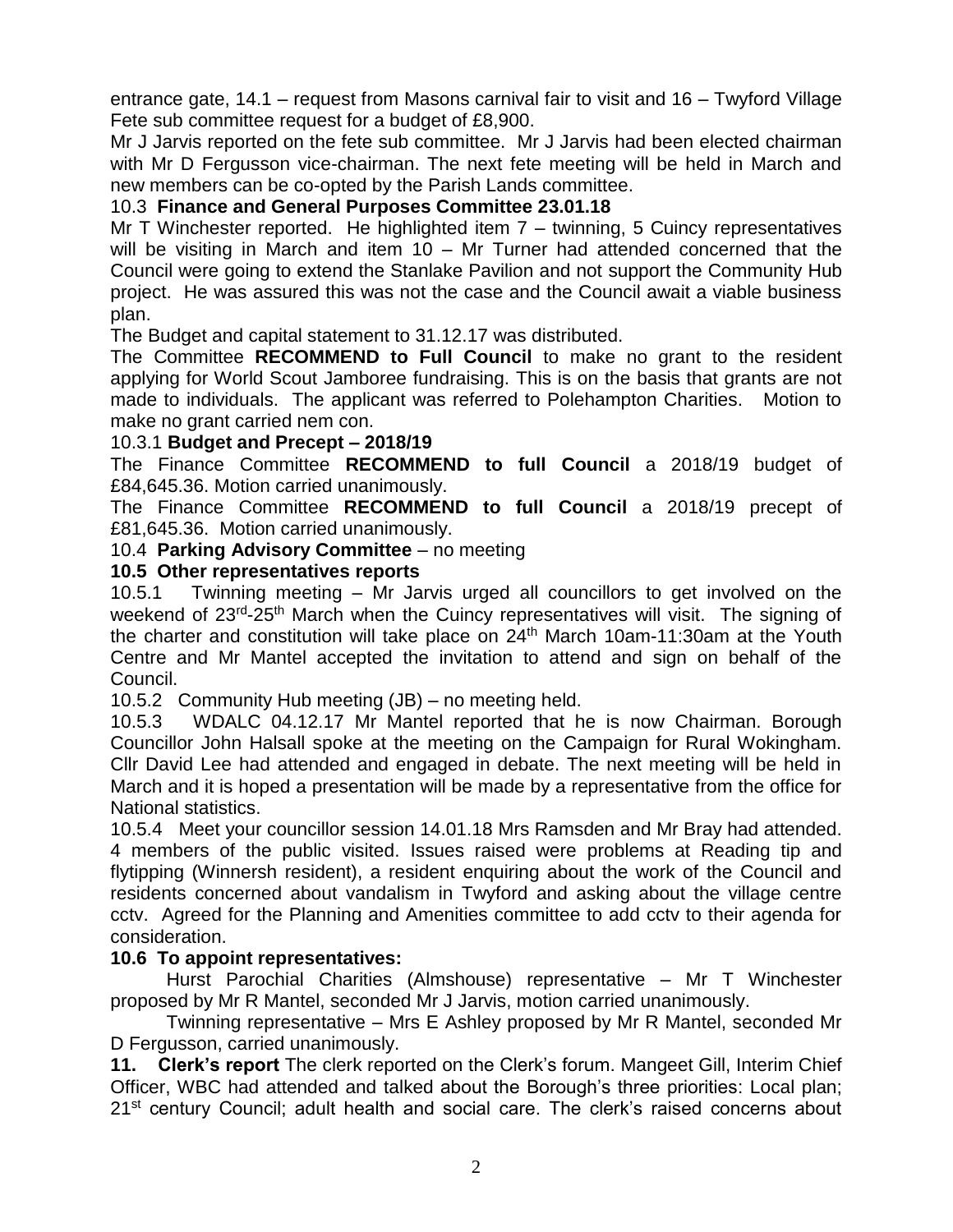entrance gate, 14.1 – request from Masons carnival fair to visit and 16 – Twyford Village Fete sub committee request for a budget of £8,900.

Mr J Jarvis reported on the fete sub committee. Mr J Jarvis had been elected chairman with Mr D Fergusson vice-chairman. The next fete meeting will be held in March and new members can be co-opted by the Parish Lands committee.

10.3 **Finance and General Purposes Committee 23.01.18**

Mr T Winchester reported. He highlighted item 7 – twinning, 5 Cuincy representatives will be visiting in March and item 10 – Mr Turner had attended concerned that the Council were going to extend the Stanlake Pavilion and not support the Community Hub project. He was assured this was not the case and the Council await a viable business plan.

The Budget and capital statement to 31.12.17 was distributed.

The Committee **RECOMMEND to Full Council** to make no grant to the resident applying for World Scout Jamboree fundraising. This is on the basis that grants are not made to individuals. The applicant was referred to Polehampton Charities. Motion to make no grant carried nem con.

10.3.1 **Budget and Precept – 2018/19**

The Finance Committee **RECOMMEND to full Council** a 2018/19 budget of £84,645.36. Motion carried unanimously.

The Finance Committee **RECOMMEND to full Council** a 2018/19 precept of £81,645.36. Motion carried unanimously.

10.4 **Parking Advisory Committee** – no meeting

**10.5 Other representatives reports**

10.5.1 Twinning meeting – Mr Jarvis urged all councillors to get involved on the weekend of 23rd-25th March when the Cuincy representatives will visit. The signing of the charter and constitution will take place on 24th March 10am-11:30am at the Youth Centre and Mr Mantel accepted the invitation to attend and sign on behalf of the Council.

10.5.2 Community Hub meeting (JB) – no meeting held.

10.5.3 WDALC 04.12.17 Mr Mantel reported that he is now Chairman. Borough Councillor John Halsall spoke at the meeting on the Campaign for Rural Wokingham. Cllr David Lee had attended and engaged in debate. The next meeting will be held in March and it is hoped a presentation will be made by a representative from the office for National statistics.

10.5.4 Meet your councillor session 14.01.18 Mrs Ramsden and Mr Bray had attended. 4 members of the public visited. Issues raised were problems at Reading tip and flytipping (Winnersh resident), a resident enquiring about the work of the Council and residents concerned about vandalism in Twyford and asking about the village centre cctv. Agreed for the Planning and Amenities committee to add cctv to their agenda for consideration.

**10.6 To appoint representatives:**

Hurst Parochial Charities (Almshouse) representative – Mr T Winchester proposed by Mr R Mantel, seconded Mr J Jarvis, motion carried unanimously.

Twinning representative – Mrs E Ashley proposed by Mr R Mantel, seconded Mr D Fergusson, carried unanimously.

**11. Clerk's report** The clerk reported on the Clerk's forum. Mangeet Gill, Interim Chief Officer, WBC had attended and talked about the Borough's three priorities: Local plan; 21st century Council; adult health and social care. The clerk's raised concerns about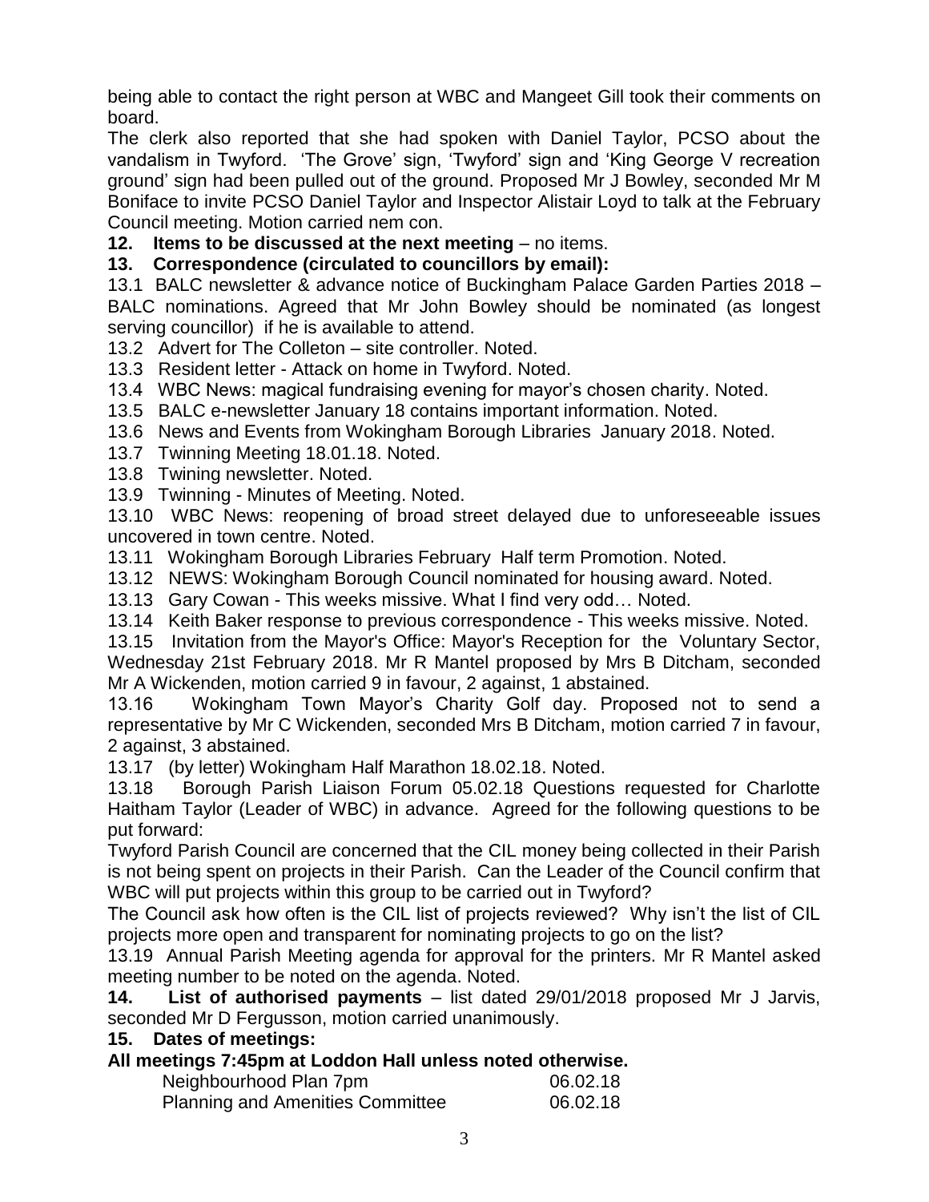being able to contact the right person at WBC and Mangeet Gill took their comments on board.

The clerk also reported that she had spoken with Daniel Taylor, PCSO about the vandalism in Twyford. 'The Grove' sign, 'Twyford' sign and 'King George V recreation ground' sign had been pulled out of the ground. Proposed Mr J Bowley, seconded Mr M Boniface to invite PCSO Daniel Taylor and Inspector Alistair Loyd to talk at the February Council meeting. Motion carried nem con.

**12. Items to be discussed at the next meeting** – no items.

**13. Correspondence (circulated to councillors by email):**

13.1 BALC newsletter & advance notice of Buckingham Palace Garden Parties 2018 – BALC nominations. Agreed that Mr John Bowley should be nominated (as longest serving councillor) if he is available to attend.

13.2 Advert for The Colleton – site controller. Noted.

13.3 Resident letter - Attack on home in Twyford. Noted.

13.4 WBC News: magical fundraising evening for mayor's chosen charity. Noted.

13.5 BALC e-newsletter January 18 contains important information. Noted.

13.6 News and Events from Wokingham Borough Libraries January 2018. Noted.

13.7 Twinning Meeting 18.01.18. Noted.

13.8 Twining newsletter. Noted.

13.9 Twinning - Minutes of Meeting. Noted.

13.10 WBC News: reopening of broad street delayed due to unforeseeable issues uncovered in town centre. Noted.

13.11 Wokingham Borough Libraries February Half term Promotion. Noted.

13.12 NEWS: Wokingham Borough Council nominated for housing award. Noted.

13.13 Gary Cowan - This weeks missive. What I find very odd… Noted.

13.14 Keith Baker response to previous correspondence - This weeks missive. Noted.

13.15 Invitation from the Mayor's Office: Mayor's Reception for the Voluntary Sector, Wednesday 21st February 2018. Mr R Mantel proposed by Mrs B Ditcham, seconded Mr A Wickenden, motion carried 9 in favour, 2 against, 1 abstained.

13.16 Wokingham Town Mayor's Charity Golf day. Proposed not to send a representative by Mr C Wickenden, seconded Mrs B Ditcham, motion carried 7 in favour, 2 against, 3 abstained.

13.17 (by letter) Wokingham Half Marathon 18.02.18. Noted.

13.18 Borough Parish Liaison Forum 05.02.18 Questions requested for Charlotte Haitham Taylor (Leader of WBC) in advance. Agreed for the following questions to be put forward:

Twyford Parish Council are concerned that the CIL money being collected in their Parish is not being spent on projects in their Parish. Can the Leader of the Council confirm that WBC will put projects within this group to be carried out in Twyford?

The Council ask how often is the CIL list of projects reviewed? Why isn't the list of CIL projects more open and transparent for nominating projects to go on the list?

13.19 Annual Parish Meeting agenda for approval for the printers. Mr R Mantel asked meeting number to be noted on the agenda. Noted.

**14. List of authorised payments** – list dated 29/01/2018 proposed Mr J Jarvis, seconded Mr D Fergusson, motion carried unanimously.

**15. Dates of meetings:**

**All meetings 7:45pm at Loddon Hall unless noted otherwise.**

| | |
|---|---|
| Neighbourhood Plan 7pm | 06.02.18 |
| Planning and Amenities Committee | 06.02.18 |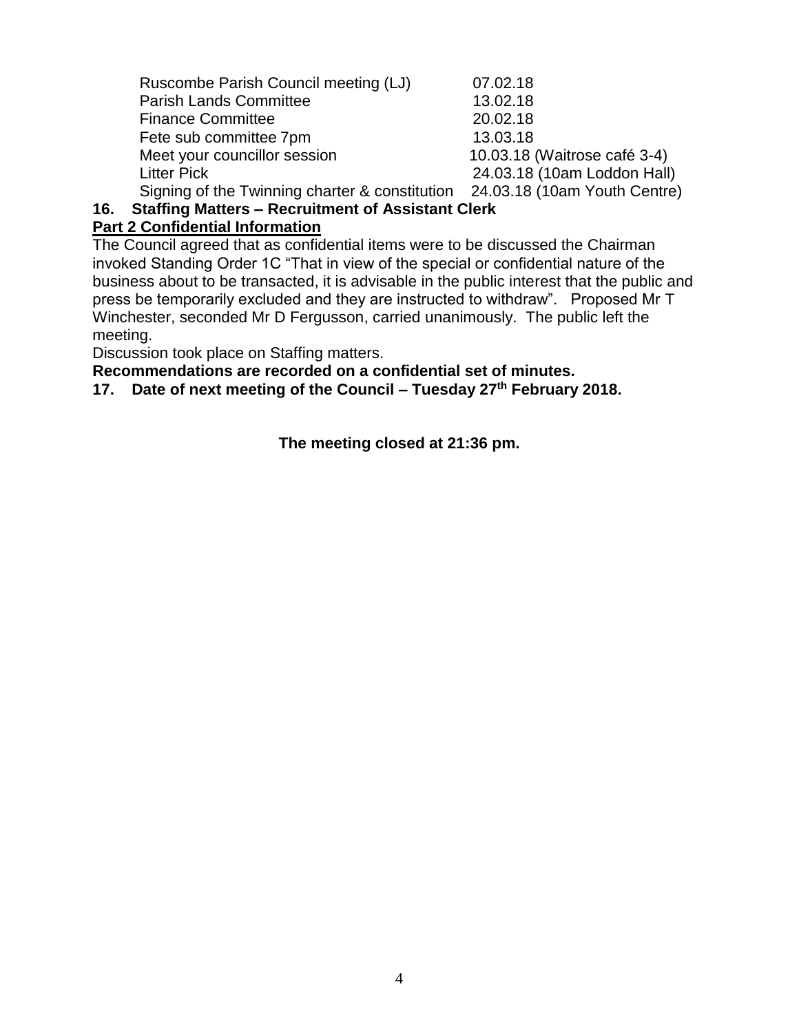| | |
|---|---|
| Ruscombe Parish Council meeting (LJ) | 07.02.18 |
| Parish Lands Committee | 13.02.18 |
| Finance Committee | 20.02.18 |
| Fete sub committee 7pm | 13.03.18 |
| Meet your councillor session | 10.03.18 (Waitrose café 3-4) |
| Litter Pick | 24.03.18 (10am Loddon Hall) |
| Signing of the Twinning charter & constitution | 24.03.18 (10am Youth Centre) |

**16. Staffing Matters – Recruitment of Assistant Clerk**

**<u>Part 2 Confidential Information</u>**

The Council agreed that as confidential items were to be discussed the Chairman invoked Standing Order 1C "That in view of the special or confidential nature of the business about to be transacted, it is advisable in the public interest that the public and press be temporarily excluded and they are instructed to withdraw". Proposed Mr T Winchester, seconded Mr D Fergusson, carried unanimously. The public left the meeting.

Discussion took place on Staffing matters.

**Recommendations are recorded on a confidential set of minutes.**

**17. Date of next meeting of the Council – Tuesday 27th February 2018.**

**The meeting closed at 21:36 pm.**